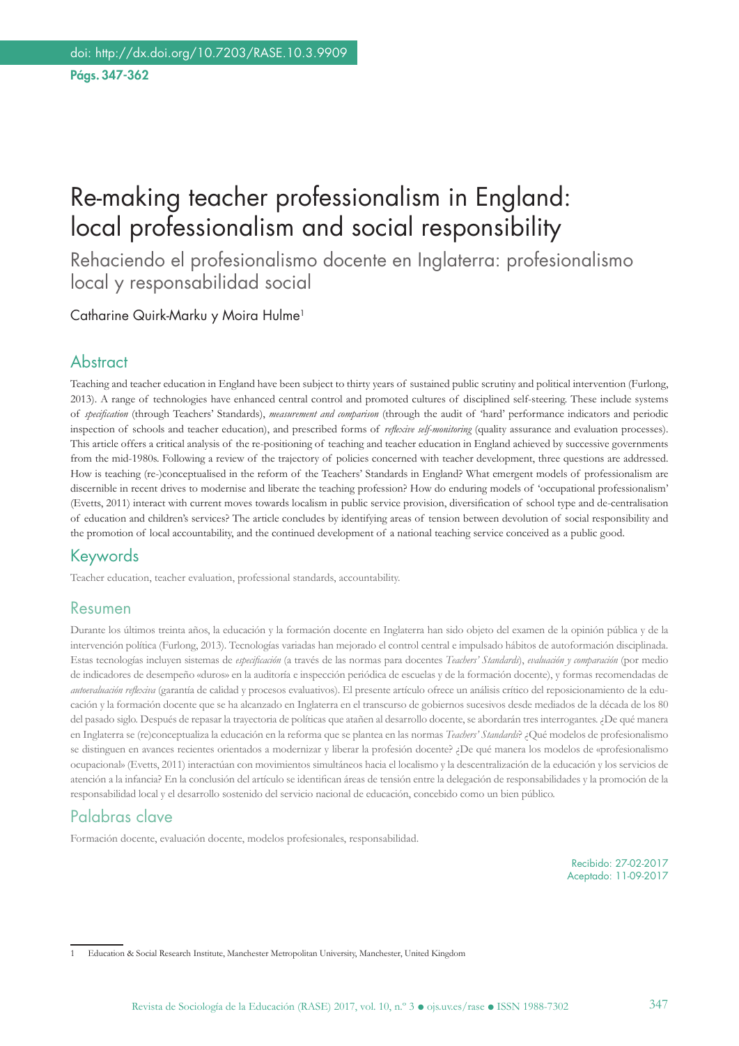doi: http://dx.doi.org/10.7203/RASE.10.3.9909

Págs. 347-362

# Re-making teacher professionalism in England: local professionalism and social responsibility

## Rehaciendo el profesionalismo docente en Inglaterra: profesionalismo local y responsabilidad social

Catharine Quirk-Marku y Moira Hulme[1]

## Abstract

Teaching and teacher education in England have been subject to thirty years of sustained public scrutiny and political intervention (Furlong, 2013). A range of technologies have enhanced central control and promoted cultures of disciplined self-steering. These include systems of *specification* (through Teachers' Standards), *measurement and comparison* (through the audit of 'hard' performance indicators and periodic inspection of schools and teacher education), and prescribed forms of *reflexive self-monitoring* (quality assurance and evaluation processes). This article offers a critical analysis of the re-positioning of teaching and teacher education in England achieved by successive governments from the mid-1980s. Following a review of the trajectory of policies concerned with teacher development, three questions are addressed. How is teaching (re-)conceptualised in the reform of the Teachers' Standards in England? What emergent models of professionalism are discernible in recent drives to modernise and liberate the teaching profession? How do enduring models of 'occupational professionalism' (Evetts, 2011) interact with current moves towards localism in public service provision, diversification of school type and de-centralisation of education and children's services? The article concludes by identifying areas of tension between devolution of social responsibility and the promotion of local accountability, and the continued development of a national teaching service conceived as a public good.

## Keywords

Teacher education, teacher evaluation, professional standards, accountability.

## Resumen

Durante los últimos treinta años, la educación y la formación docente en Inglaterra han sido objeto del examen de la opinión pública y de la intervención política (Furlong, 2013). Tecnologías variadas han mejorado el control central e impulsado hábitos de autoformación disciplinada. Estas tecnologías incluyen sistemas de *especificación* (a través de las normas para docentes *Teachers' Standards*), *evaluación y comparación* (por medio de indicadores de desempeño «duros» en la auditoría e inspección periódica de escuelas y de la formación docente), y formas recomendadas de *autoevaluación reflexiva* (garantía de calidad y procesos evaluativos). El presente artículo ofrece un análisis crítico del reposicionamiento de la educación y la formación docente que se ha alcanzado en Inglaterra en el transcurso de gobiernos sucesivos desde mediados de la década de los 80 del pasado siglo. Después de repasar la trayectoria de políticas que atañen al desarrollo docente, se abordarán tres interrogantes. ¿De qué manera en Inglaterra se (re)conceptualiza la educación en la reforma que se plantea en las normas *Teachers' Standards*? ¿Qué modelos de profesionalismo se distinguen en avances recientes orientados a modernizar y liberar la profesión docente? ¿De qué manera los modelos de «profesionalismo ocupacional» (Evetts, 2011) interactúan con movimientos simultáneos hacia el localismo y la descentralización de la educación y los servicios de atención a la infancia? En la conclusión del artículo se identifican áreas de tensión entre la delegación de responsabilidades y la promoción de la responsabilidad local y el desarrollo sostenido del servicio nacional de educación, concebido como un bien público.

## Palabras clave

Formación docente, evaluación docente, modelos profesionales, responsabilidad.

Recibido: 27-02-2017
Aceptado: 11-09-2017

[1] Education & Social Research Institute, Manchester Metropolitan University, Manchester, United Kingdom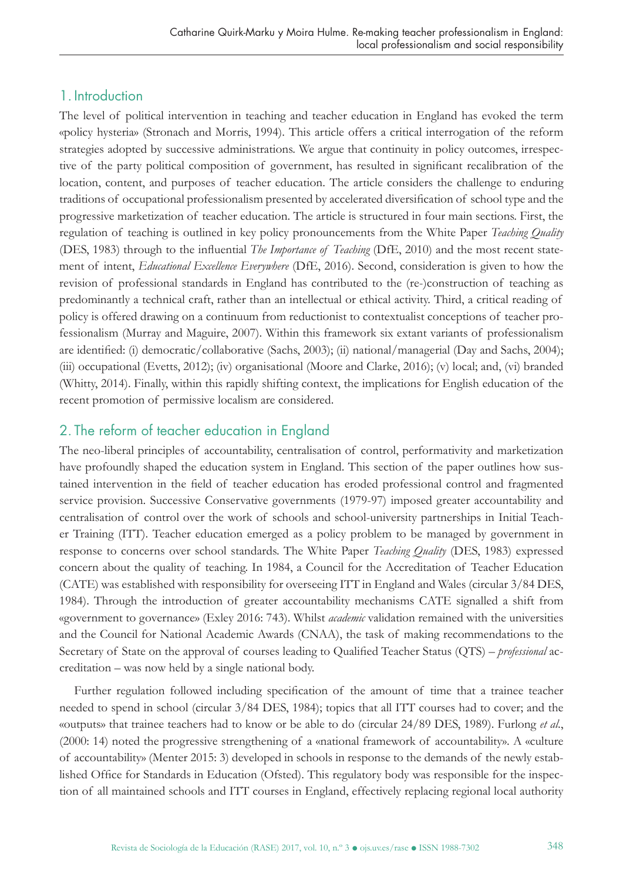## 1. Introduction

The level of political intervention in teaching and teacher education in England has evoked the term «policy hysteria» (Stronach and Morris, 1994). This article offers a critical interrogation of the reform strategies adopted by successive administrations. We argue that continuity in policy outcomes, irrespective of the party political composition of government, has resulted in significant recalibration of the location, content, and purposes of teacher education. The article considers the challenge to enduring traditions of occupational professionalism presented by accelerated diversification of school type and the progressive marketization of teacher education. The article is structured in four main sections. First, the regulation of teaching is outlined in key policy pronouncements from the White Paper *Teaching Quality* (DES, 1983) through to the influential *The Importance of Teaching* (DfE, 2010) and the most recent statement of intent, *Educational Excellence Everywhere* (DfE, 2016). Second, consideration is given to how the revision of professional standards in England has contributed to the (re-)construction of teaching as predominantly a technical craft, rather than an intellectual or ethical activity. Third, a critical reading of policy is offered drawing on a continuum from reductionist to contextualist conceptions of teacher professionalism (Murray and Maguire, 2007). Within this framework six extant variants of professionalism are identified: (i) democratic/collaborative (Sachs, 2003); (ii) national/managerial (Day and Sachs, 2004); (iii) occupational (Evetts, 2012); (iv) organisational (Moore and Clarke, 2016); (v) local; and, (vi) branded (Whitty, 2014). Finally, within this rapidly shifting context, the implications for English education of the recent promotion of permissive localism are considered.

## 2. The reform of teacher education in England

The neo-liberal principles of accountability, centralisation of control, performativity and marketization have profoundly shaped the education system in England. This section of the paper outlines how sustained intervention in the field of teacher education has eroded professional control and fragmented service provision. Successive Conservative governments (1979-97) imposed greater accountability and centralisation of control over the work of schools and school-university partnerships in Initial Teacher Training (ITT). Teacher education emerged as a policy problem to be managed by government in response to concerns over school standards. The White Paper *Teaching Quality* (DES, 1983) expressed concern about the quality of teaching. In 1984, a Council for the Accreditation of Teacher Education (CATE) was established with responsibility for overseeing ITT in England and Wales (circular 3/84 DES, 1984). Through the introduction of greater accountability mechanisms CATE signalled a shift from «government to governance» (Exley 2016: 743). Whilst *academic* validation remained with the universities and the Council for National Academic Awards (CNAA), the task of making recommendations to the Secretary of State on the approval of courses leading to Qualified Teacher Status (QTS) – *professional* accreditation – was now held by a single national body.

Further regulation followed including specification of the amount of time that a trainee teacher needed to spend in school (circular 3/84 DES, 1984); topics that all ITT courses had to cover; and the «outputs» that trainee teachers had to know or be able to do (circular 24/89 DES, 1989). Furlong *et al*., (2000: 14) noted the progressive strengthening of a «national framework of accountability». A «culture of accountability» (Menter 2015: 3) developed in schools in response to the demands of the newly established Office for Standards in Education (Ofsted). This regulatory body was responsible for the inspection of all maintained schools and ITT courses in England, effectively replacing regional local authority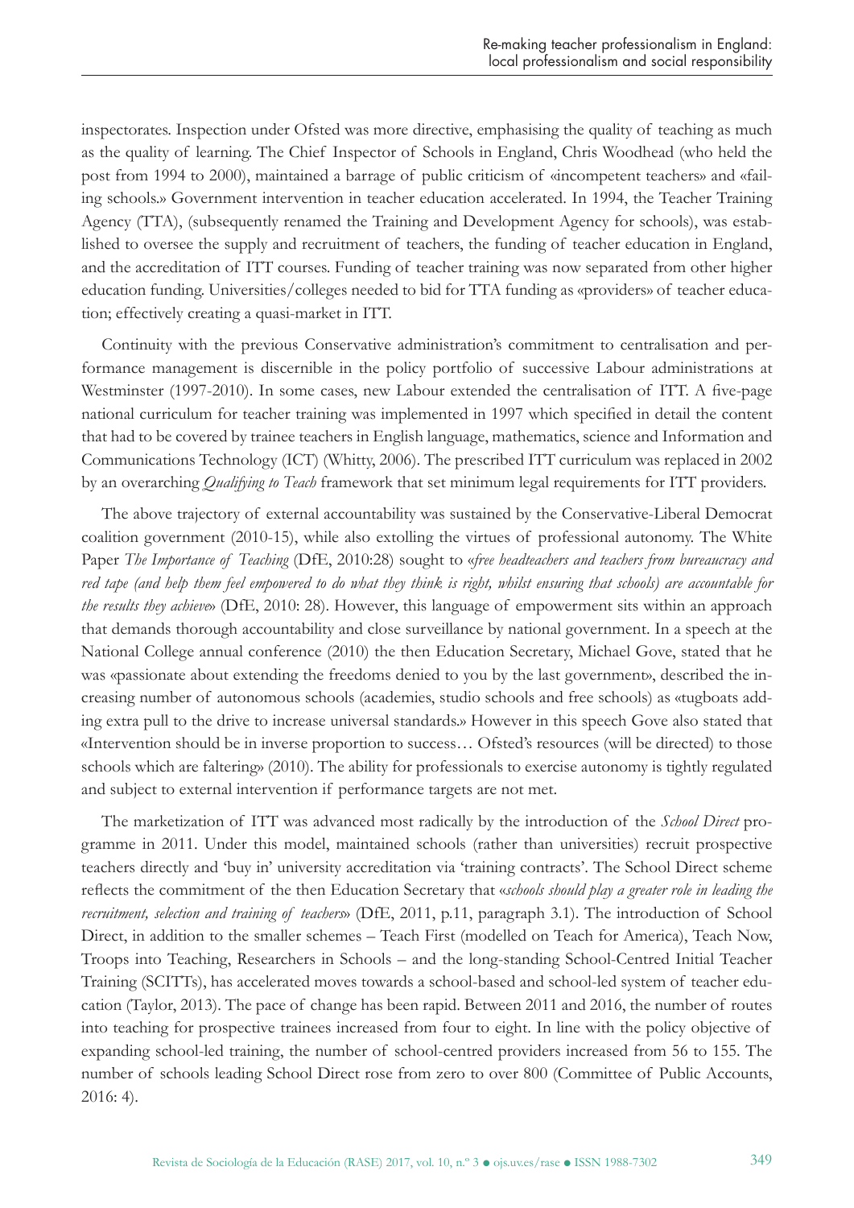inspectorates. Inspection under Ofsted was more directive, emphasising the quality of teaching as much as the quality of learning. The Chief Inspector of Schools in England, Chris Woodhead (who held the post from 1994 to 2000), maintained a barrage of public criticism of «incompetent teachers» and «failing schools.» Government intervention in teacher education accelerated. In 1994, the Teacher Training Agency (TTA), (subsequently renamed the Training and Development Agency for schools), was established to oversee the supply and recruitment of teachers, the funding of teacher education in England, and the accreditation of ITT courses. Funding of teacher training was now separated from other higher education funding. Universities/colleges needed to bid for TTA funding as «providers» of teacher education; effectively creating a quasi-market in ITT.

Continuity with the previous Conservative administration's commitment to centralisation and performance management is discernible in the policy portfolio of successive Labour administrations at Westminster (1997-2010). In some cases, new Labour extended the centralisation of ITT. A five-page national curriculum for teacher training was implemented in 1997 which specified in detail the content that had to be covered by trainee teachers in English language, mathematics, science and Information and Communications Technology (ICT) (Whitty, 2006). The prescribed ITT curriculum was replaced in 2002 by an overarching *Qualifying to Teach* framework that set minimum legal requirements for ITT providers.

The above trajectory of external accountability was sustained by the Conservative-Liberal Democrat coalition government (2010-15), while also extolling the virtues of professional autonomy. The White Paper *The Importance of Teaching* (DfE, 2010:28) sought to «*free headteachers and teachers from bureaucracy and red tape (and help them feel empowered to do what they think is right, whilst ensuring that schools) are accountable for the results they achieve*» (DfE, 2010: 28). However, this language of empowerment sits within an approach that demands thorough accountability and close surveillance by national government. In a speech at the National College annual conference (2010) the then Education Secretary, Michael Gove, stated that he was «passionate about extending the freedoms denied to you by the last government», described the increasing number of autonomous schools (academies, studio schools and free schools) as «tugboats adding extra pull to the drive to increase universal standards.» However in this speech Gove also stated that «Intervention should be in inverse proportion to success… Ofsted's resources (will be directed) to those schools which are faltering» (2010). The ability for professionals to exercise autonomy is tightly regulated and subject to external intervention if performance targets are not met.

The marketization of ITT was advanced most radically by the introduction of the *School Direct* programme in 2011. Under this model, maintained schools (rather than universities) recruit prospective teachers directly and 'buy in' university accreditation via 'training contracts'. The School Direct scheme reflects the commitment of the then Education Secretary that «*schools should play a greater role in leading the recruitment, selection and training of teachers*» (DfE, 2011, p.11, paragraph 3.1). The introduction of School Direct, in addition to the smaller schemes – Teach First (modelled on Teach for America), Teach Now, Troops into Teaching, Researchers in Schools – and the long-standing School-Centred Initial Teacher Training (SCITTs), has accelerated moves towards a school-based and school-led system of teacher education (Taylor, 2013). The pace of change has been rapid. Between 2011 and 2016, the number of routes into teaching for prospective trainees increased from four to eight. In line with the policy objective of expanding school-led training, the number of school-centred providers increased from 56 to 155. The number of schools leading School Direct rose from zero to over 800 (Committee of Public Accounts, 2016: 4).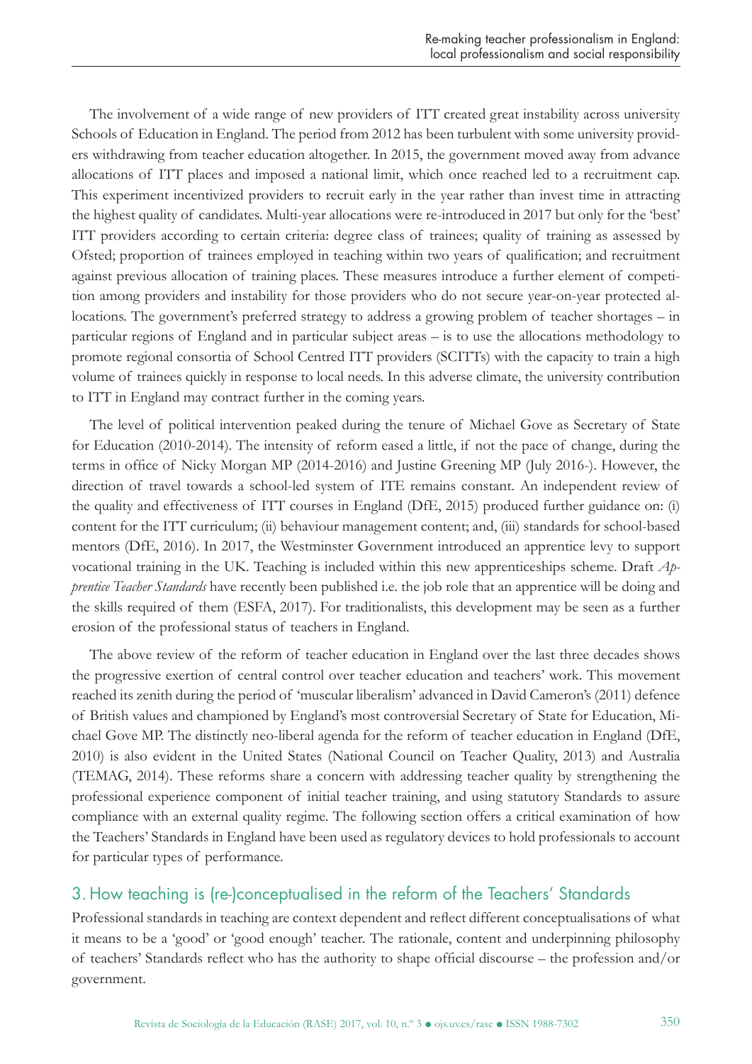The involvement of a wide range of new providers of ITT created great instability across university Schools of Education in England. The period from 2012 has been turbulent with some university providers withdrawing from teacher education altogether. In 2015, the government moved away from advance allocations of ITT places and imposed a national limit, which once reached led to a recruitment cap. This experiment incentivized providers to recruit early in the year rather than invest time in attracting the highest quality of candidates. Multi-year allocations were re-introduced in 2017 but only for the 'best' ITT providers according to certain criteria: degree class of trainees; quality of training as assessed by Ofsted; proportion of trainees employed in teaching within two years of qualification; and recruitment against previous allocation of training places. These measures introduce a further element of competition among providers and instability for those providers who do not secure year-on-year protected allocations. The government's preferred strategy to address a growing problem of teacher shortages – in particular regions of England and in particular subject areas – is to use the allocations methodology to promote regional consortia of School Centred ITT providers (SCITTs) with the capacity to train a high volume of trainees quickly in response to local needs. In this adverse climate, the university contribution to ITT in England may contract further in the coming years.

The level of political intervention peaked during the tenure of Michael Gove as Secretary of State for Education (2010-2014). The intensity of reform eased a little, if not the pace of change, during the terms in office of Nicky Morgan MP (2014-2016) and Justine Greening MP (July 2016-). However, the direction of travel towards a school-led system of ITE remains constant. An independent review of the quality and effectiveness of ITT courses in England (DfE, 2015) produced further guidance on: (i) content for the ITT curriculum; (ii) behaviour management content; and, (iii) standards for school-based mentors (DfE, 2016). In 2017, the Westminster Government introduced an apprentice levy to support vocational training in the UK. Teaching is included within this new apprenticeships scheme. Draft *Apprentice Teacher Standards* have recently been published i.e. the job role that an apprentice will be doing and the skills required of them (ESFA, 2017). For traditionalists, this development may be seen as a further erosion of the professional status of teachers in England.

The above review of the reform of teacher education in England over the last three decades shows the progressive exertion of central control over teacher education and teachers' work. This movement reached its zenith during the period of 'muscular liberalism' advanced in David Cameron's (2011) defence of British values and championed by England's most controversial Secretary of State for Education, Michael Gove MP. The distinctly neo-liberal agenda for the reform of teacher education in England (DfE, 2010) is also evident in the United States (National Council on Teacher Quality, 2013) and Australia (TEMAG, 2014). These reforms share a concern with addressing teacher quality by strengthening the professional experience component of initial teacher training, and using statutory Standards to assure compliance with an external quality regime. The following section offers a critical examination of how the Teachers' Standards in England have been used as regulatory devices to hold professionals to account for particular types of performance.

## 3. How teaching is (re-)conceptualised in the reform of the Teachers' Standards

Professional standards in teaching are context dependent and reflect different conceptualisations of what it means to be a 'good' or 'good enough' teacher. The rationale, content and underpinning philosophy of teachers' Standards reflect who has the authority to shape official discourse – the profession and/or government.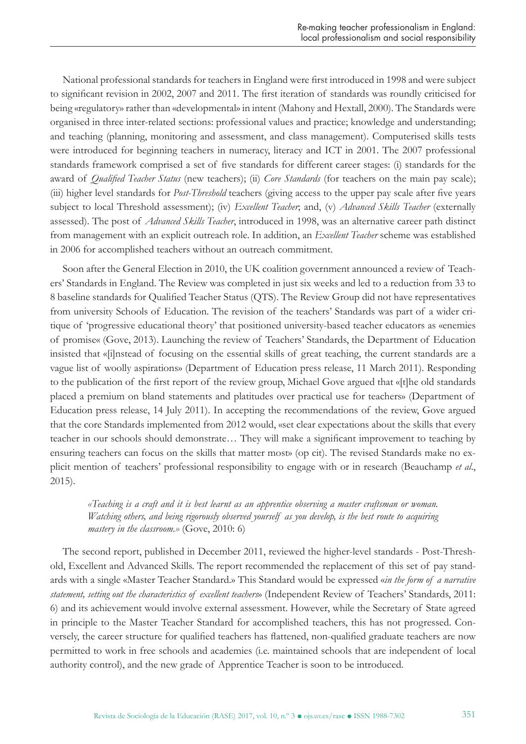National professional standards for teachers in England were first introduced in 1998 and were subject to significant revision in 2002, 2007 and 2011. The first iteration of standards was roundly criticised for being «regulatory» rather than «developmental» in intent (Mahony and Hextall, 2000). The Standards were organised in three inter-related sections: professional values and practice; knowledge and understanding; and teaching (planning, monitoring and assessment, and class management). Computerised skills tests were introduced for beginning teachers in numeracy, literacy and ICT in 2001. The 2007 professional standards framework comprised a set of five standards for different career stages: (i) standards for the award of *Qualified Teacher Status* (new teachers); (ii) *Core Standards* (for teachers on the main pay scale); (iii) higher level standards for *Post-Threshold* teachers (giving access to the upper pay scale after five years subject to local Threshold assessment); (iv) *Excellent Teacher*, and, (v) *Advanced Skills Teacher* (externally assessed). The post of *Advanced Skills Teacher*, introduced in 1998, was an alternative career path distinct from management with an explicit outreach role. In addition, an *Excellent Teacher* scheme was established in 2006 for accomplished teachers without an outreach commitment.

Soon after the General Election in 2010, the UK coalition government announced a review of Teachers' Standards in England. The Review was completed in just six weeks and led to a reduction from 33 to 8 baseline standards for Qualified Teacher Status (QTS). The Review Group did not have representatives from university Schools of Education. The revision of the teachers' Standards was part of a wider critique of 'progressive educational theory' that positioned university-based teacher educators as «enemies of promise« (Gove, 2013). Launching the review of Teachers' Standards, the Department of Education insisted that «[i]nstead of focusing on the essential skills of great teaching, the current standards are a vague list of woolly aspirations» (Department of Education press release, 11 March 2011). Responding to the publication of the first report of the review group, Michael Gove argued that «[t]he old standards placed a premium on bland statements and platitudes over practical use for teachers» (Department of Education press release, 14 July 2011). In accepting the recommendations of the review, Gove argued that the core Standards implemented from 2012 would, «set clear expectations about the skills that every teacher in our schools should demonstrate… They will make a significant improvement to teaching by ensuring teachers can focus on the skills that matter most» (op cit). The revised Standards make no explicit mention of teachers' professional responsibility to engage with or in research (Beauchamp *et al*., 2015).

> *«Teaching is a craft and it is best learnt as an apprentice observing a master craftsman or woman. Watching others, and being rigorously observed yourself as you develop, is the best route to acquiring mastery in the classroom.»* (Gove, 2010: 6)

The second report, published in December 2011, reviewed the higher-level standards - Post-Threshold, Excellent and Advanced Skills. The report recommended the replacement of this set of pay standards with a single «Master Teacher Standard.» This Standard would be expressed «*in the form of a narrative statement, setting out the characteristics of excellent teachers*» (Independent Review of Teachers' Standards, 2011: 6) and its achievement would involve external assessment. However, while the Secretary of State agreed in principle to the Master Teacher Standard for accomplished teachers, this has not progressed. Conversely, the career structure for qualified teachers has flattened, non-qualified graduate teachers are now permitted to work in free schools and academies (i.e. maintained schools that are independent of local authority control), and the new grade of Apprentice Teacher is soon to be introduced.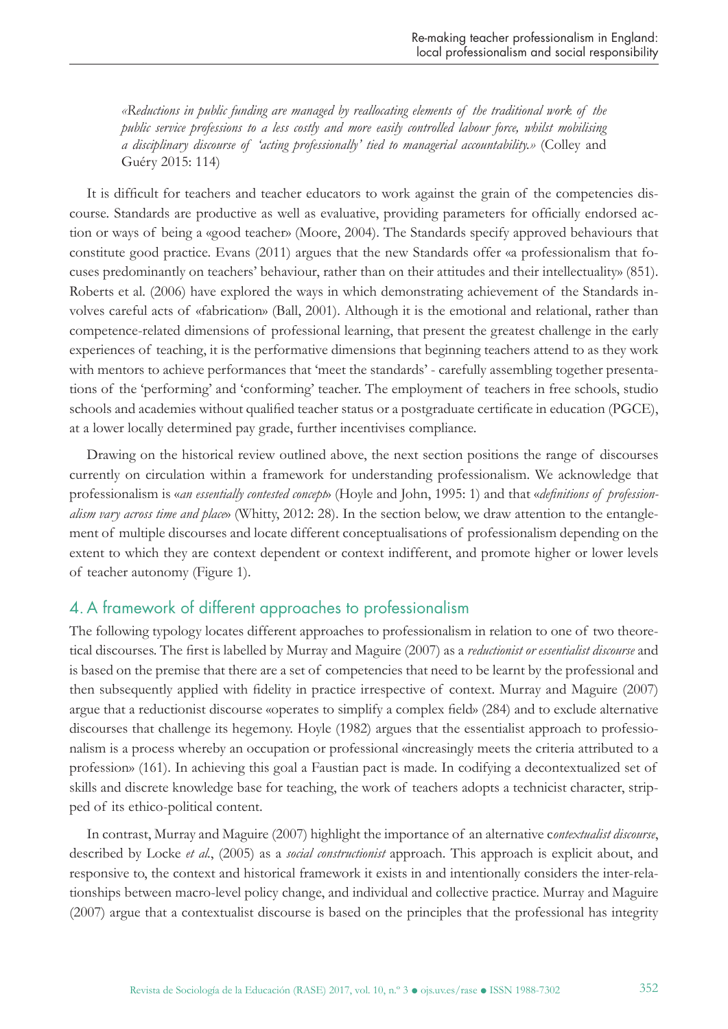*«Reductions in public funding are managed by reallocating elements of the traditional work of the public service professions to a less costly and more easily controlled labour force, whilst mobilising a disciplinary discourse of 'acting professionally' tied to managerial accountability.»* (Colley and Guéry 2015: 114)

It is difficult for teachers and teacher educators to work against the grain of the competencies discourse. Standards are productive as well as evaluative, providing parameters for officially endorsed action or ways of being a «good teacher» (Moore, 2004). The Standards specify approved behaviours that constitute good practice. Evans (2011) argues that the new Standards offer «a professionalism that focuses predominantly on teachers' behaviour, rather than on their attitudes and their intellectuality» (851). Roberts et al. (2006) have explored the ways in which demonstrating achievement of the Standards involves careful acts of «fabrication» (Ball, 2001). Although it is the emotional and relational, rather than competence-related dimensions of professional learning, that present the greatest challenge in the early experiences of teaching, it is the performative dimensions that beginning teachers attend to as they work with mentors to achieve performances that 'meet the standards' - carefully assembling together presentations of the 'performing' and 'conforming' teacher. The employment of teachers in free schools, studio schools and academies without qualified teacher status or a postgraduate certificate in education (PGCE), at a lower locally determined pay grade, further incentivises compliance.

Drawing on the historical review outlined above, the next section positions the range of discourses currently on circulation within a framework for understanding professionalism. We acknowledge that professionalism is «*an essentially contested concept*» (Hoyle and John, 1995: 1) and that «*definitions of professionalism vary across time and place*» (Whitty, 2012: 28). In the section below, we draw attention to the entanglement of multiple discourses and locate different conceptualisations of professionalism depending on the extent to which they are context dependent or context indifferent, and promote higher or lower levels of teacher autonomy (Figure 1).

## 4. A framework of different approaches to professionalism

The following typology locates different approaches to professionalism in relation to one of two theoretical discourses. The first is labelled by Murray and Maguire (2007) as a *reductionist or essentialist discourse* and is based on the premise that there are a set of competencies that need to be learnt by the professional and then subsequently applied with fidelity in practice irrespective of context. Murray and Maguire (2007) argue that a reductionist discourse «operates to simplify a complex field» (284) and to exclude alternative discourses that challenge its hegemony. Hoyle (1982) argues that the essentialist approach to professionalism is a process whereby an occupation or professional «increasingly meets the criteria attributed to a profession» (161). In achieving this goal a Faustian pact is made. In codifying a decontextualized set of skills and discrete knowledge base for teaching, the work of teachers adopts a technicist character, stripped of its ethico-political content.

In contrast, Murray and Maguire (2007) highlight the importance of an alternative c*ontextualist discourse*, described by Locke *et al.*, (2005) as a *social constructionist* approach. This approach is explicit about, and responsive to, the context and historical framework it exists in and intentionally considers the inter-relationships between macro-level policy change, and individual and collective practice. Murray and Maguire (2007) argue that a contextualist discourse is based on the principles that the professional has integrity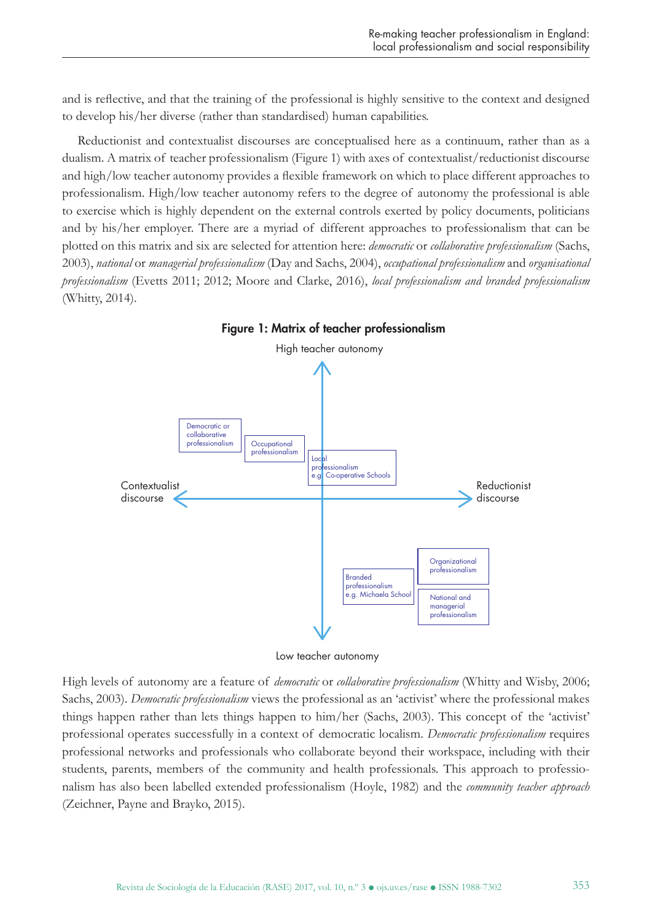and is reflective, and that the training of the professional is highly sensitive to the context and designed to develop his/her diverse (rather than standardised) human capabilities.

Reductionist and contextualist discourses are conceptualised here as a continuum, rather than as a dualism. A matrix of teacher professionalism (Figure 1) with axes of contextualist/reductionist discourse and high/low teacher autonomy provides a flexible framework on which to place different approaches to professionalism. High/low teacher autonomy refers to the degree of autonomy the professional is able to exercise which is highly dependent on the external controls exerted by policy documents, politicians and by his/her employer. There are a myriad of different approaches to professionalism that can be plotted on this matrix and six are selected for attention here: *democratic* or *collaborative professionalism* (Sachs, 2003), *national* or *managerial professionalism* (Day and Sachs, 2004), *occupational professionalism* and *organisational professionalism* (Evetts 2011; 2012; Moore and Clarke, 2016), *local professionalism and branded professionalism* (Whitty, 2014).

**Figure 1: Matrix of teacher professionalism**

High teacher autonomy

Democratic or collaborative professionalism

Occupational professionalism

Local professionalism e.g. Co-operative Schools

Contextualist discourse

Reductionist discourse

Organizational professionalism

Branded professionalism e.g. Michaela School

National and managerial professionalism

Low teacher autonomy

High levels of autonomy are a feature of *democratic* or *collaborative professionalism* (Whitty and Wisby, 2006; Sachs, 2003). *Democratic professionalism* views the professional as an 'activist' where the professional makes things happen rather than lets things happen to him/her (Sachs, 2003). This concept of the 'activist' professional operates successfully in a context of democratic localism. *Democratic professionalism* requires professional networks and professionals who collaborate beyond their workspace, including with their students, parents, members of the community and health professionals. This approach to professionalism has also been labelled extended professionalism (Hoyle, 1982) and the *community teacher approach* (Zeichner, Payne and Brayko, 2015).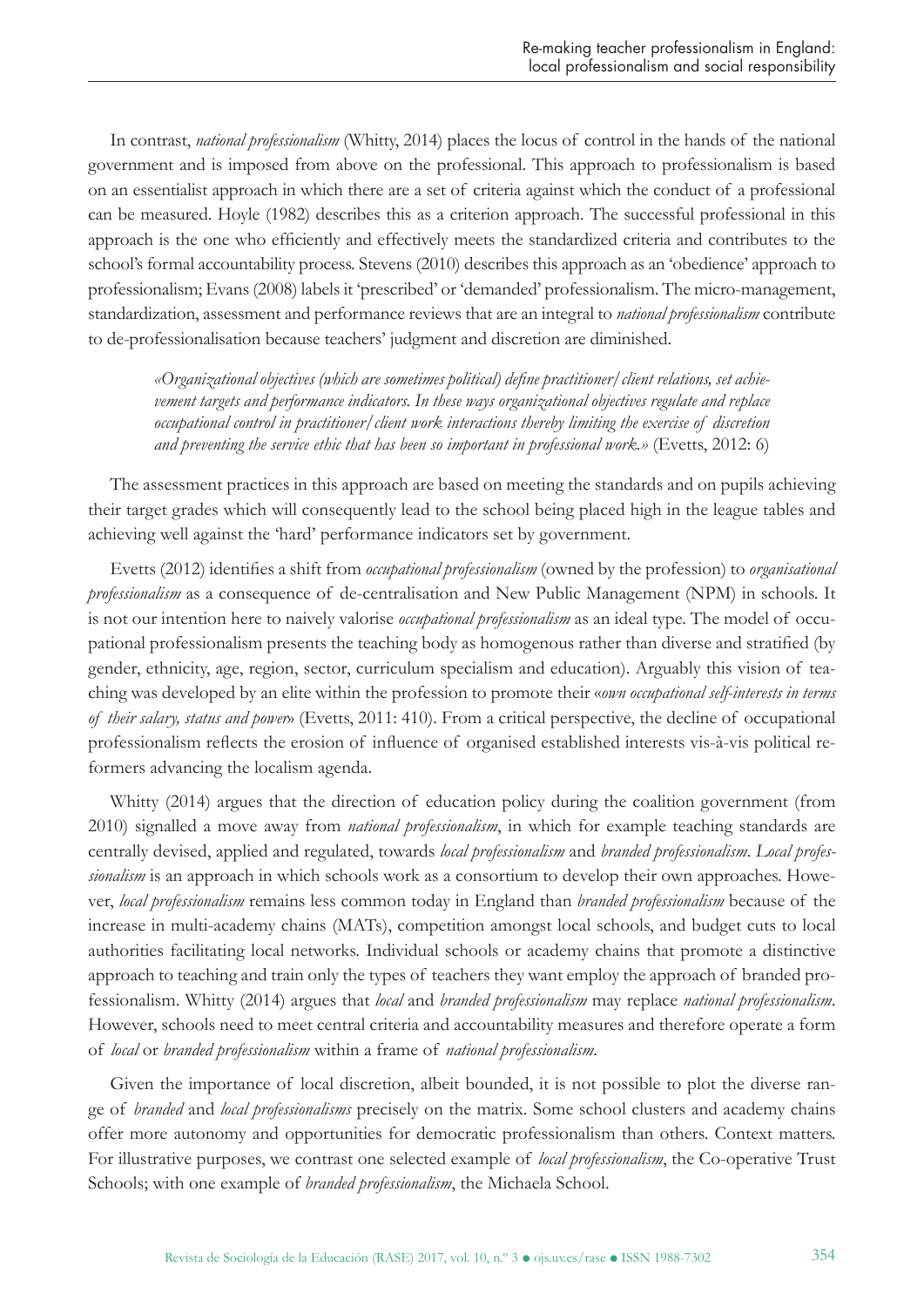In contrast, *national professionalism* (Whitty, 2014) places the locus of control in the hands of the national government and is imposed from above on the professional. This approach to professionalism is based on an essentialist approach in which there are a set of criteria against which the conduct of a professional can be measured. Hoyle (1982) describes this as a criterion approach. The successful professional in this approach is the one who efficiently and effectively meets the standardized criteria and contributes to the school's formal accountability process. Stevens (2010) describes this approach as an 'obedience' approach to professionalism; Evans (2008) labels it 'prescribed' or 'demanded' professionalism. The micro-management, standardization, assessment and performance reviews that are an integral to *national professionalism* contribute to de-professionalisation because teachers' judgment and discretion are diminished.

> *«Organizational objectives (which are sometimes political) define practitioner/client relations, set achievement targets and performance indicators. In these ways organizational objectives regulate and replace occupational control in practitioner/client work interactions thereby limiting the exercise of discretion and preventing the service ethic that has been so important in professional work.»* (Evetts, 2012: 6)

The assessment practices in this approach are based on meeting the standards and on pupils achieving their target grades which will consequently lead to the school being placed high in the league tables and achieving well against the 'hard' performance indicators set by government.

Evetts (2012) identifies a shift from *occupational professionalism* (owned by the profession) to *organisational professionalism* as a consequence of de-centralisation and New Public Management (NPM) in schools. It is not our intention here to naively valorise *occupational professionalism* as an ideal type. The model of occupational professionalism presents the teaching body as homogenous rather than diverse and stratified (by gender, ethnicity, age, region, sector, curriculum specialism and education). Arguably this vision of teaching was developed by an elite within the profession to promote their «*own occupational self-interests in terms of their salary, status and power*» (Evetts, 2011: 410). From a critical perspective, the decline of occupational professionalism reflects the erosion of influence of organised established interests vis-à-vis political reformers advancing the localism agenda.

Whitty (2014) argues that the direction of education policy during the coalition government (from 2010) signalled a move away from *national professionalism*, in which for example teaching standards are centrally devised, applied and regulated, towards *local professionalism* and *branded professionalism*. *Local professionalism* is an approach in which schools work as a consortium to develop their own approaches. However, *local professionalism* remains less common today in England than *branded professionalism* because of the increase in multi-academy chains (MATs), competition amongst local schools, and budget cuts to local authorities facilitating local networks. Individual schools or academy chains that promote a distinctive approach to teaching and train only the types of teachers they want employ the approach of branded professionalism. Whitty (2014) argues that *local* and *branded professionalism* may replace *national professionalism*. However, schools need to meet central criteria and accountability measures and therefore operate a form of *local* or *branded professionalism* within a frame of *national professionalism*.

Given the importance of local discretion, albeit bounded, it is not possible to plot the diverse range of *branded* and *local professionalisms* precisely on the matrix. Some school clusters and academy chains offer more autonomy and opportunities for democratic professionalism than others. Context matters. For illustrative purposes, we contrast one selected example of *local professionalism*, the Co-operative Trust Schools; with one example of *branded professionalism*, the Michaela School.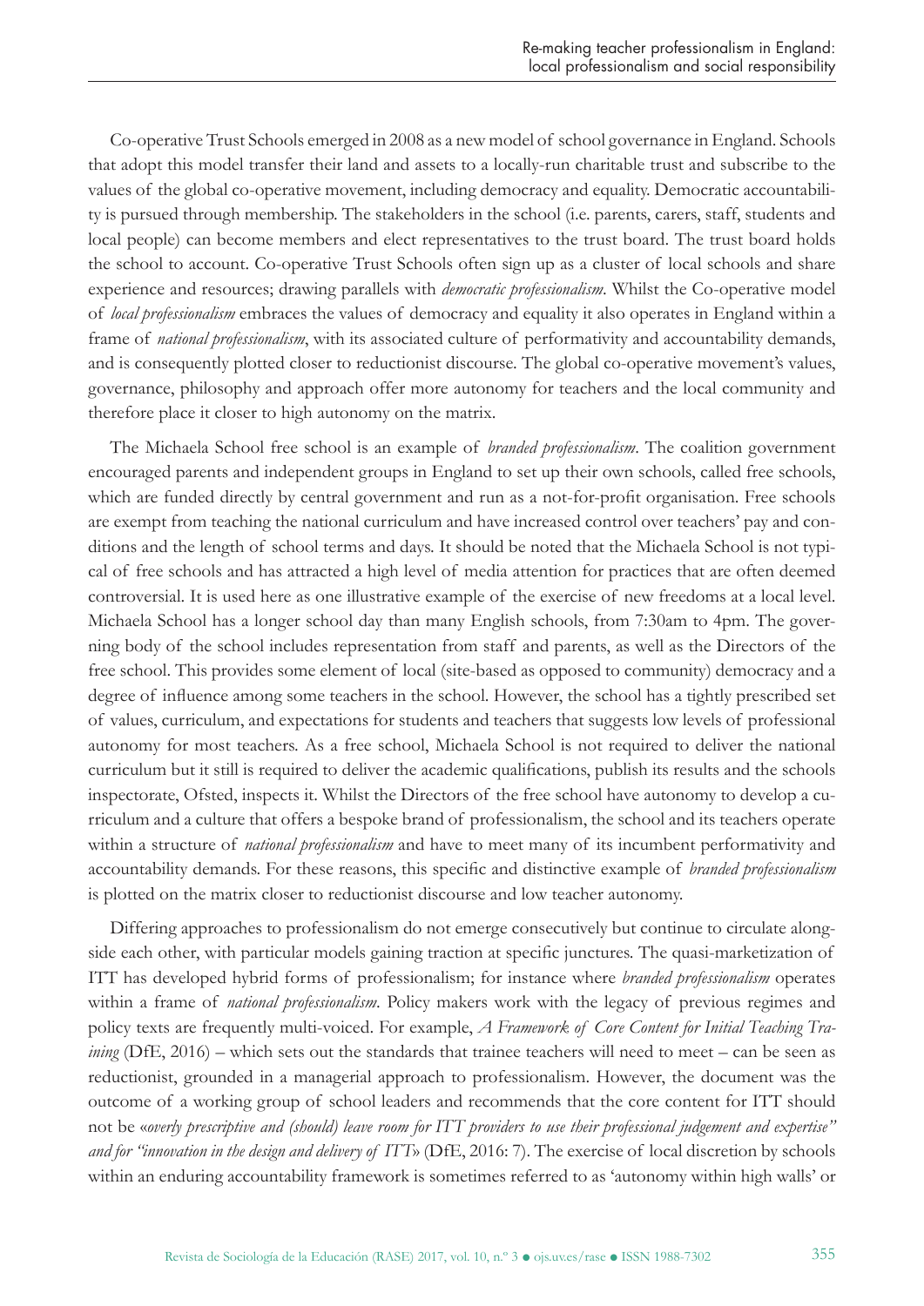Co-operative Trust Schools emerged in 2008 as a new model of school governance in England. Schools that adopt this model transfer their land and assets to a locally-run charitable trust and subscribe to the values of the global co-operative movement, including democracy and equality. Democratic accountability is pursued through membership. The stakeholders in the school (i.e. parents, carers, staff, students and local people) can become members and elect representatives to the trust board. The trust board holds the school to account. Co-operative Trust Schools often sign up as a cluster of local schools and share experience and resources; drawing parallels with *democratic professionalism*. Whilst the Co-operative model of *local professionalism* embraces the values of democracy and equality it also operates in England within a frame of *national professionalism*, with its associated culture of performativity and accountability demands, and is consequently plotted closer to reductionist discourse. The global co-operative movement's values, governance, philosophy and approach offer more autonomy for teachers and the local community and therefore place it closer to high autonomy on the matrix.

The Michaela School free school is an example of *branded professionalism*. The coalition government encouraged parents and independent groups in England to set up their own schools, called free schools, which are funded directly by central government and run as a not-for-profit organisation. Free schools are exempt from teaching the national curriculum and have increased control over teachers' pay and conditions and the length of school terms and days. It should be noted that the Michaela School is not typical of free schools and has attracted a high level of media attention for practices that are often deemed controversial. It is used here as one illustrative example of the exercise of new freedoms at a local level. Michaela School has a longer school day than many English schools, from 7:30am to 4pm. The governing body of the school includes representation from staff and parents, as well as the Directors of the free school. This provides some element of local (site-based as opposed to community) democracy and a degree of influence among some teachers in the school. However, the school has a tightly prescribed set of values, curriculum, and expectations for students and teachers that suggests low levels of professional autonomy for most teachers. As a free school, Michaela School is not required to deliver the national curriculum but it still is required to deliver the academic qualifications, publish its results and the schools inspectorate, Ofsted, inspects it. Whilst the Directors of the free school have autonomy to develop a curriculum and a culture that offers a bespoke brand of professionalism, the school and its teachers operate within a structure of *national professionalism* and have to meet many of its incumbent performativity and accountability demands. For these reasons, this specific and distinctive example of *branded professionalism* is plotted on the matrix closer to reductionist discourse and low teacher autonomy.

Differing approaches to professionalism do not emerge consecutively but continue to circulate alongside each other, with particular models gaining traction at specific junctures. The quasi-marketization of ITT has developed hybrid forms of professionalism; for instance where *branded professionalism* operates within a frame of *national professionalism*. Policy makers work with the legacy of previous regimes and policy texts are frequently multi-voiced. For example, *A Framework of Core Content for Initial Teaching Training* (DfE, 2016) – which sets out the standards that trainee teachers will need to meet – can be seen as reductionist, grounded in a managerial approach to professionalism. However, the document was the outcome of a working group of school leaders and recommends that the core content for ITT should not be «*overly prescriptive and (should) leave room for ITT providers to use their professional judgement and expertise" and for "innovation in the design and delivery of ITT*» (DfE, 2016: 7). The exercise of local discretion by schools within an enduring accountability framework is sometimes referred to as 'autonomy within high walls' or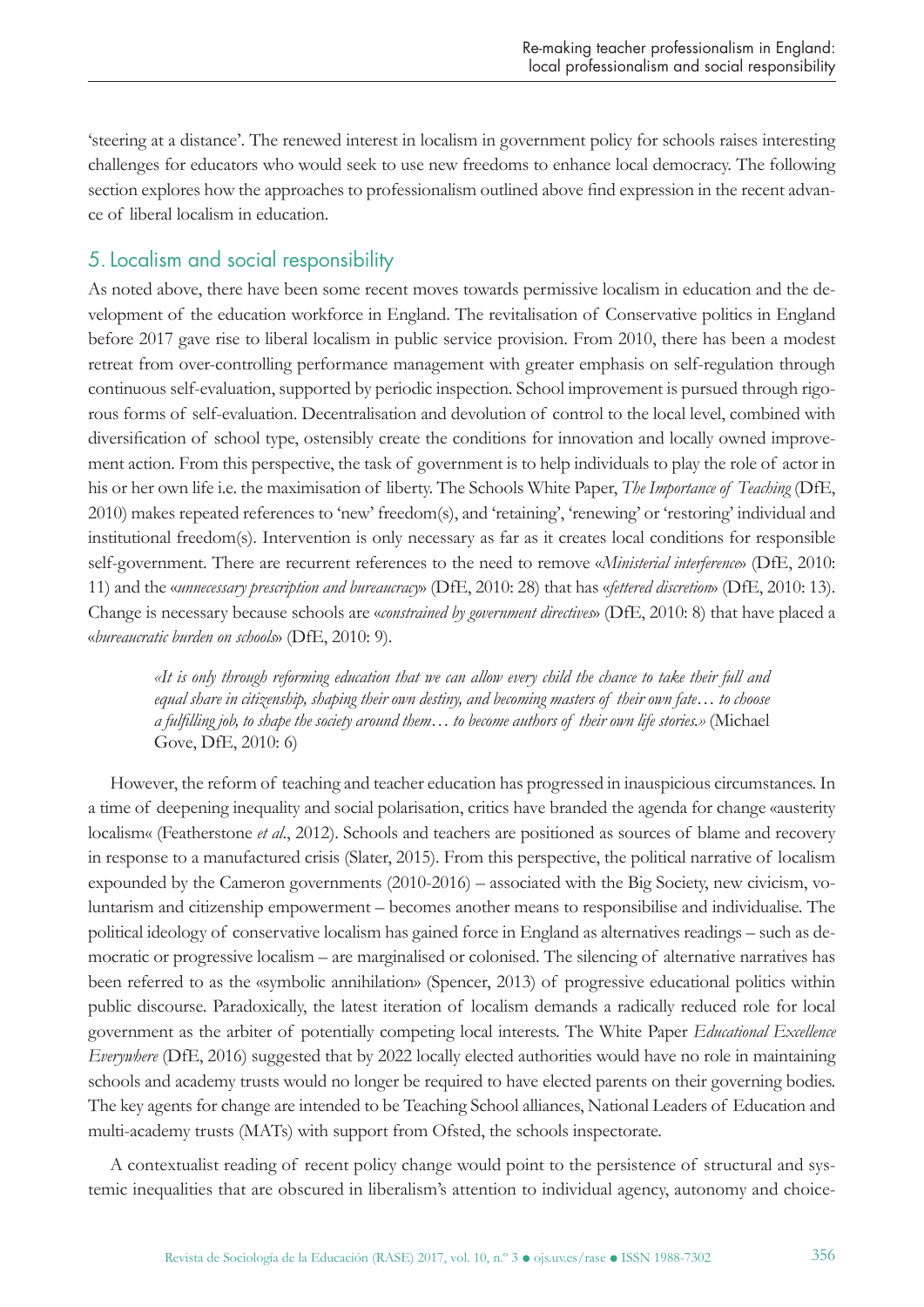'steering at a distance'. The renewed interest in localism in government policy for schools raises interesting challenges for educators who would seek to use new freedoms to enhance local democracy. The following section explores how the approaches to professionalism outlined above find expression in the recent advance of liberal localism in education.

## 5. Localism and social responsibility

As noted above, there have been some recent moves towards permissive localism in education and the development of the education workforce in England. The revitalisation of Conservative politics in England before 2017 gave rise to liberal localism in public service provision. From 2010, there has been a modest retreat from over-controlling performance management with greater emphasis on self-regulation through continuous self-evaluation, supported by periodic inspection. School improvement is pursued through rigorous forms of self-evaluation. Decentralisation and devolution of control to the local level, combined with diversification of school type, ostensibly create the conditions for innovation and locally owned improvement action. From this perspective, the task of government is to help individuals to play the role of actor in his or her own life i.e. the maximisation of liberty. The Schools White Paper, *The Importance of Teaching* (DfE, 2010) makes repeated references to 'new' freedom(s), and 'retaining', 'renewing' or 'restoring' individual and institutional freedom(s). Intervention is only necessary as far as it creates local conditions for responsible self-government. There are recurrent references to the need to remove «*Ministerial interference*» (DfE, 2010: 11) and the «*unnecessary prescription and bureaucracy*» (DfE, 2010: 28) that has «*fettered discretion*» (DfE, 2010: 13). Change is necessary because schools are «*constrained by government directives*» (DfE, 2010: 8) that have placed a «*bureaucratic burden on schools*» (DfE, 2010: 9).

> *«It is only through reforming education that we can allow every child the chance to take their full and equal share in citizenship, shaping their own destiny, and becoming masters of their own fate… to choose a fulfilling job, to shape the society around them… to become authors of their own life stories.»* (Michael Gove, DfE, 2010: 6)

However, the reform of teaching and teacher education has progressed in inauspicious circumstances. In a time of deepening inequality and social polarisation, critics have branded the agenda for change «austerity localism« (Featherstone *et al*., 2012). Schools and teachers are positioned as sources of blame and recovery in response to a manufactured crisis (Slater, 2015). From this perspective, the political narrative of localism expounded by the Cameron governments (2010-2016) – associated with the Big Society, new civicism, voluntarism and citizenship empowerment – becomes another means to responsibilise and individualise. The political ideology of conservative localism has gained force in England as alternatives readings – such as democratic or progressive localism – are marginalised or colonised. The silencing of alternative narratives has been referred to as the «symbolic annihilation» (Spencer, 2013) of progressive educational politics within public discourse. Paradoxically, the latest iteration of localism demands a radically reduced role for local government as the arbiter of potentially competing local interests. The White Paper *Educational Excellence Everywhere* (DfE, 2016) suggested that by 2022 locally elected authorities would have no role in maintaining schools and academy trusts would no longer be required to have elected parents on their governing bodies. The key agents for change are intended to be Teaching School alliances, National Leaders of Education and multi-academy trusts (MATs) with support from Ofsted, the schools inspectorate.

A contextualist reading of recent policy change would point to the persistence of structural and systemic inequalities that are obscured in liberalism's attention to individual agency, autonomy and choice-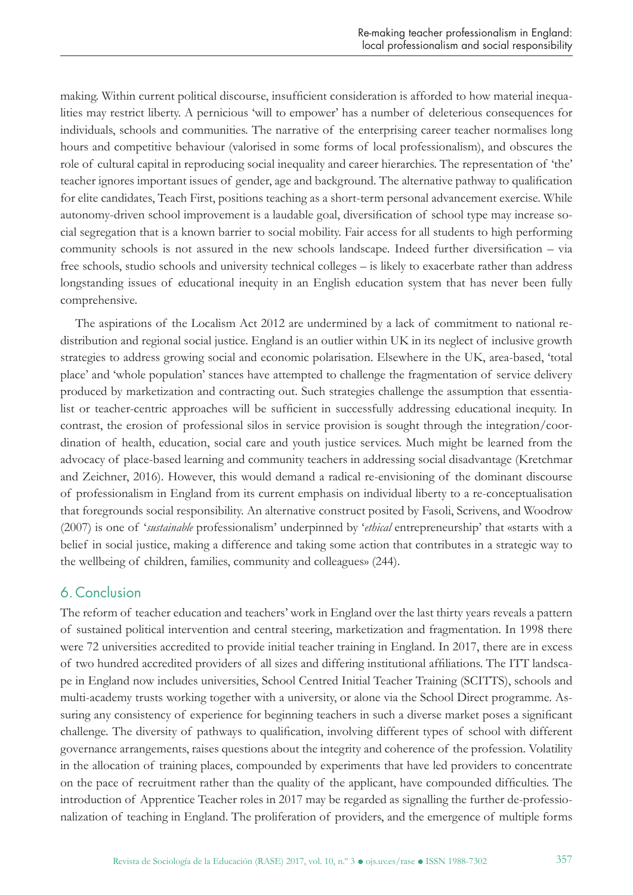making. Within current political discourse, insufficient consideration is afforded to how material inequalities may restrict liberty. A pernicious 'will to empower' has a number of deleterious consequences for individuals, schools and communities. The narrative of the enterprising career teacher normalises long hours and competitive behaviour (valorised in some forms of local professionalism), and obscures the role of cultural capital in reproducing social inequality and career hierarchies. The representation of 'the' teacher ignores important issues of gender, age and background. The alternative pathway to qualification for elite candidates, Teach First, positions teaching as a short-term personal advancement exercise. While autonomy-driven school improvement is a laudable goal, diversification of school type may increase social segregation that is a known barrier to social mobility. Fair access for all students to high performing community schools is not assured in the new schools landscape. Indeed further diversification – via free schools, studio schools and university technical colleges – is likely to exacerbate rather than address longstanding issues of educational inequity in an English education system that has never been fully comprehensive.

The aspirations of the Localism Act 2012 are undermined by a lack of commitment to national redistribution and regional social justice. England is an outlier within UK in its neglect of inclusive growth strategies to address growing social and economic polarisation. Elsewhere in the UK, area-based, 'total place' and 'whole population' stances have attempted to challenge the fragmentation of service delivery produced by marketization and contracting out. Such strategies challenge the assumption that essentialist or teacher-centric approaches will be sufficient in successfully addressing educational inequity. In contrast, the erosion of professional silos in service provision is sought through the integration/coordination of health, education, social care and youth justice services. Much might be learned from the advocacy of place-based learning and community teachers in addressing social disadvantage (Kretchmar and Zeichner, 2016). However, this would demand a radical re-envisioning of the dominant discourse of professionalism in England from its current emphasis on individual liberty to a re-conceptualisation that foregrounds social responsibility. An alternative construct posited by Fasoli, Scrivens, and Woodrow (2007) is one of '*sustainable* professionalism' underpinned by '*ethical* entrepreneurship' that «starts with a belief in social justice, making a difference and taking some action that contributes in a strategic way to the wellbeing of children, families, community and colleagues» (244).

## 6. Conclusion

The reform of teacher education and teachers' work in England over the last thirty years reveals a pattern of sustained political intervention and central steering, marketization and fragmentation. In 1998 there were 72 universities accredited to provide initial teacher training in England. In 2017, there are in excess of two hundred accredited providers of all sizes and differing institutional affiliations. The ITT landscape in England now includes universities, School Centred Initial Teacher Training (SCITTS), schools and multi-academy trusts working together with a university, or alone via the School Direct programme. Assuring any consistency of experience for beginning teachers in such a diverse market poses a significant challenge. The diversity of pathways to qualification, involving different types of school with different governance arrangements, raises questions about the integrity and coherence of the profession. Volatility in the allocation of training places, compounded by experiments that have led providers to concentrate on the pace of recruitment rather than the quality of the applicant, have compounded difficulties. The introduction of Apprentice Teacher roles in 2017 may be regarded as signalling the further de-professionalization of teaching in England. The proliferation of providers, and the emergence of multiple forms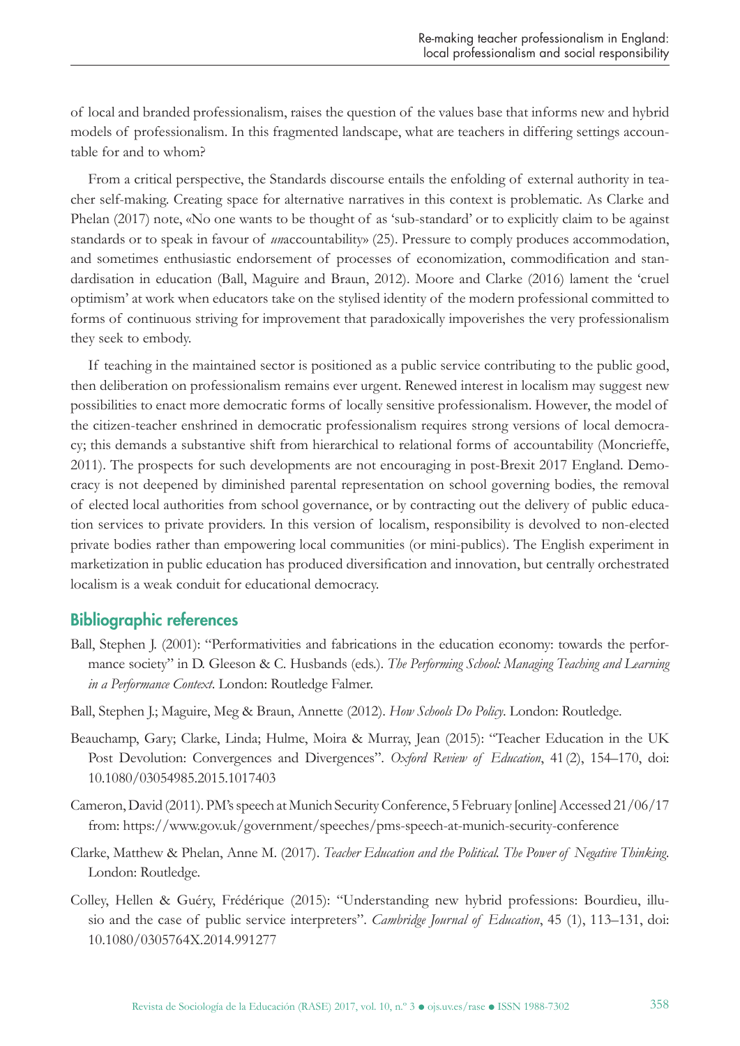of local and branded professionalism, raises the question of the values base that informs new and hybrid models of professionalism. In this fragmented landscape, what are teachers in differing settings accountable for and to whom?

From a critical perspective, the Standards discourse entails the enfolding of external authority in teacher self-making. Creating space for alternative narratives in this context is problematic. As Clarke and Phelan (2017) note, «No one wants to be thought of as 'sub-standard' or to explicitly claim to be against standards or to speak in favour of *un*accountability» (25). Pressure to comply produces accommodation, and sometimes enthusiastic endorsement of processes of economization, commodification and standardisation in education (Ball, Maguire and Braun, 2012). Moore and Clarke (2016) lament the 'cruel optimism' at work when educators take on the stylised identity of the modern professional committed to forms of continuous striving for improvement that paradoxically impoverishes the very professionalism they seek to embody.

If teaching in the maintained sector is positioned as a public service contributing to the public good, then deliberation on professionalism remains ever urgent. Renewed interest in localism may suggest new possibilities to enact more democratic forms of locally sensitive professionalism. However, the model of the citizen-teacher enshrined in democratic professionalism requires strong versions of local democracy; this demands a substantive shift from hierarchical to relational forms of accountability (Moncrieffe, 2011). The prospects for such developments are not encouraging in post-Brexit 2017 England. Democracy is not deepened by diminished parental representation on school governing bodies, the removal of elected local authorities from school governance, or by contracting out the delivery of public education services to private providers. In this version of localism, responsibility is devolved to non-elected private bodies rather than empowering local communities (or mini-publics). The English experiment in marketization in public education has produced diversification and innovation, but centrally orchestrated localism is a weak conduit for educational democracy.

## Bibliographic references

Ball, Stephen J. (2001): "Performativities and fabrications in the education economy: towards the performance society" in D. Gleeson & C. Husbands (eds.). *The Performing School: Managing Teaching and Learning in a Performance Context*. London: Routledge Falmer.

Ball, Stephen J.; Maguire, Meg & Braun, Annette (2012). *How Schools Do Policy*. London: Routledge.

Beauchamp, Gary; Clarke, Linda; Hulme, Moira & Murray, Jean (2015): "Teacher Education in the UK Post Devolution: Convergences and Divergences". *Oxford Review of Education*, 41 (2), 154–170, doi: 10.1080/03054985.2015.1017403

Cameron, David (2011). PM's speech at Munich Security Conference, 5 February [online] Accessed 21/06/17 from: https://www.gov.uk/government/speeches/pms-speech-at-munich-security-conference

Clarke, Matthew & Phelan, Anne M. (2017). *Teacher Education and the Political. The Power of Negative Thinking*. London: Routledge.

Colley, Hellen & Guéry, Frédérique (2015): "Understanding new hybrid professions: Bourdieu, illusio and the case of public service interpreters". *Cambridge Journal of Education*, 45 (1), 113–131, doi: 10.1080/0305764X.2014.991277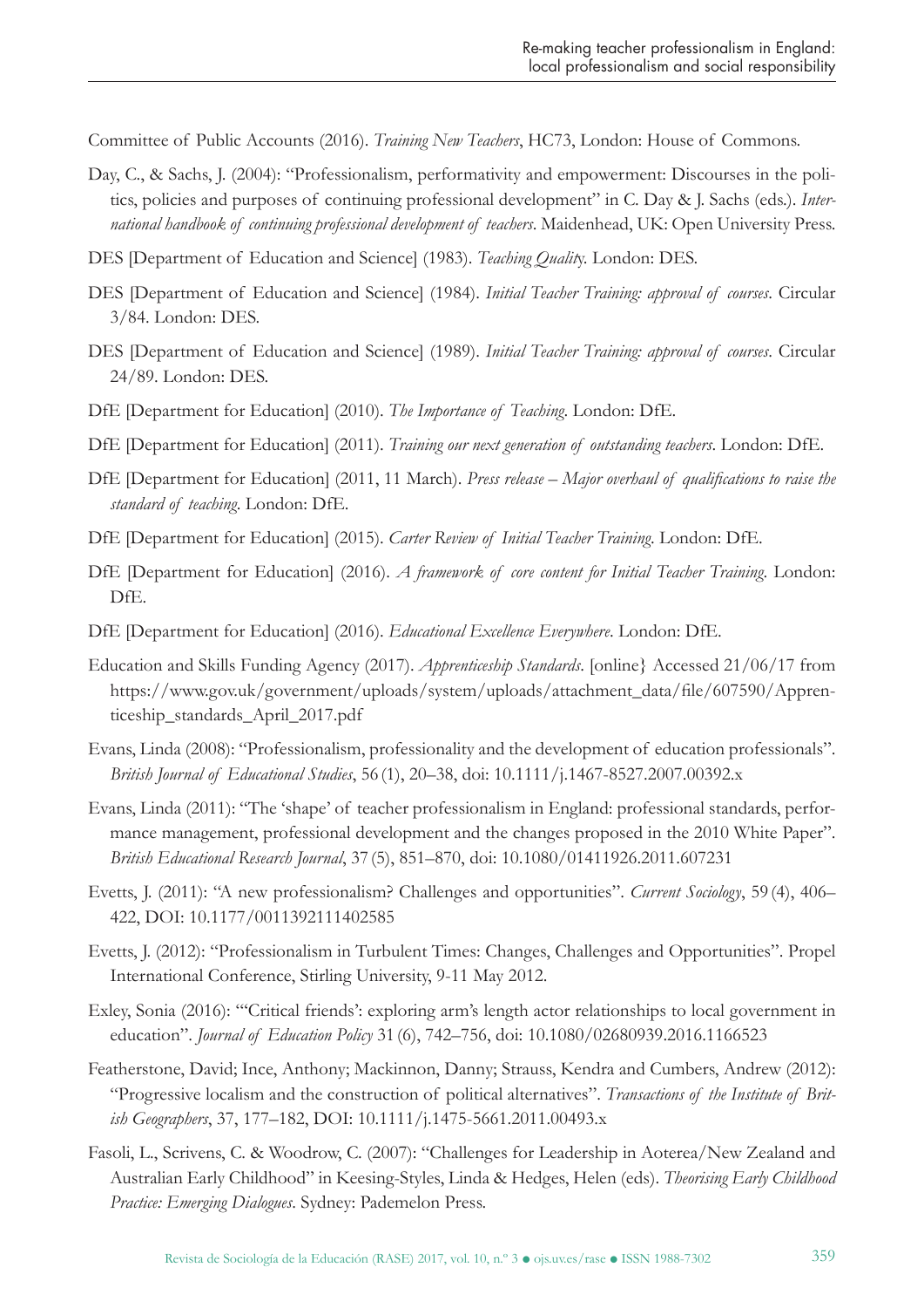Committee of Public Accounts (2016). *Training New Teachers*, HC73, London: House of Commons.

Day, C., & Sachs, J. (2004): "Professionalism, performativity and empowerment: Discourses in the politics, policies and purposes of continuing professional development" in C. Day & J. Sachs (eds.). *International handbook of continuing professional development of teachers*. Maidenhead, UK: Open University Press.

DES [Department of Education and Science] (1983). *Teaching Quality*. London: DES.

DES [Department of Education and Science] (1984). *Initial Teacher Training: approval of courses*. Circular 3/84. London: DES.

DES [Department of Education and Science] (1989). *Initial Teacher Training: approval of courses*. Circular 24/89. London: DES.

DfE [Department for Education] (2010). *The Importance of Teaching*. London: DfE.

DfE [Department for Education] (2011). *Training our next generation of outstanding teachers*. London: DfE.

DfE [Department for Education] (2011, 11 March). *Press release – Major overhaul of qualifications to raise the standard of teaching*. London: DfE.

DfE [Department for Education] (2015). *Carter Review of Initial Teacher Training*. London: DfE.

DfE [Department for Education] (2016). *A framework of core content for Initial Teacher Training*. London: DfE.

DfE [Department for Education] (2016). *Educational Excellence Everywhere*. London: DfE.

Education and Skills Funding Agency (2017). *Apprenticeship Standards*. [online} Accessed 21/06/17 from https://www.gov.uk/government/uploads/system/uploads/attachment_data/file/607590/Apprenticeship_standards_April_2017.pdf

Evans, Linda (2008): "Professionalism, professionality and the development of education professionals". *British Journal of Educational Studies*, 56 (1), 20–38, doi: 10.1111/j.1467-8527.2007.00392.x

Evans, Linda (2011): "The 'shape' of teacher professionalism in England: professional standards, performance management, professional development and the changes proposed in the 2010 White Paper". *British Educational Research Journal*, 37 (5), 851–870, doi: 10.1080/01411926.2011.607231

Evetts, J. (2011): "A new professionalism? Challenges and opportunities". *Current Sociology*, 59 (4), 406–422, DOI: 10.1177/0011392111402585

Evetts, J. (2012): "Professionalism in Turbulent Times: Changes, Challenges and Opportunities". Propel International Conference, Stirling University, 9-11 May 2012.

Exley, Sonia (2016): "'Critical friends': exploring arm's length actor relationships to local government in education". *Journal of Education Policy* 31 (6), 742–756, doi: 10.1080/02680939.2016.1166523

Featherstone, David; Ince, Anthony; Mackinnon, Danny; Strauss, Kendra and Cumbers, Andrew (2012): "Progressive localism and the construction of political alternatives". *Transactions of the Institute of British Geographers*, 37, 177–182, DOI: 10.1111/j.1475-5661.2011.00493.x

Fasoli, L., Scrivens, C. & Woodrow, C. (2007): "Challenges for Leadership in Aoterea/New Zealand and Australian Early Childhood" in Keesing-Styles, Linda & Hedges, Helen (eds). *Theorising Early Childhood Practice: Emerging Dialogues*. Sydney: Pademelon Press.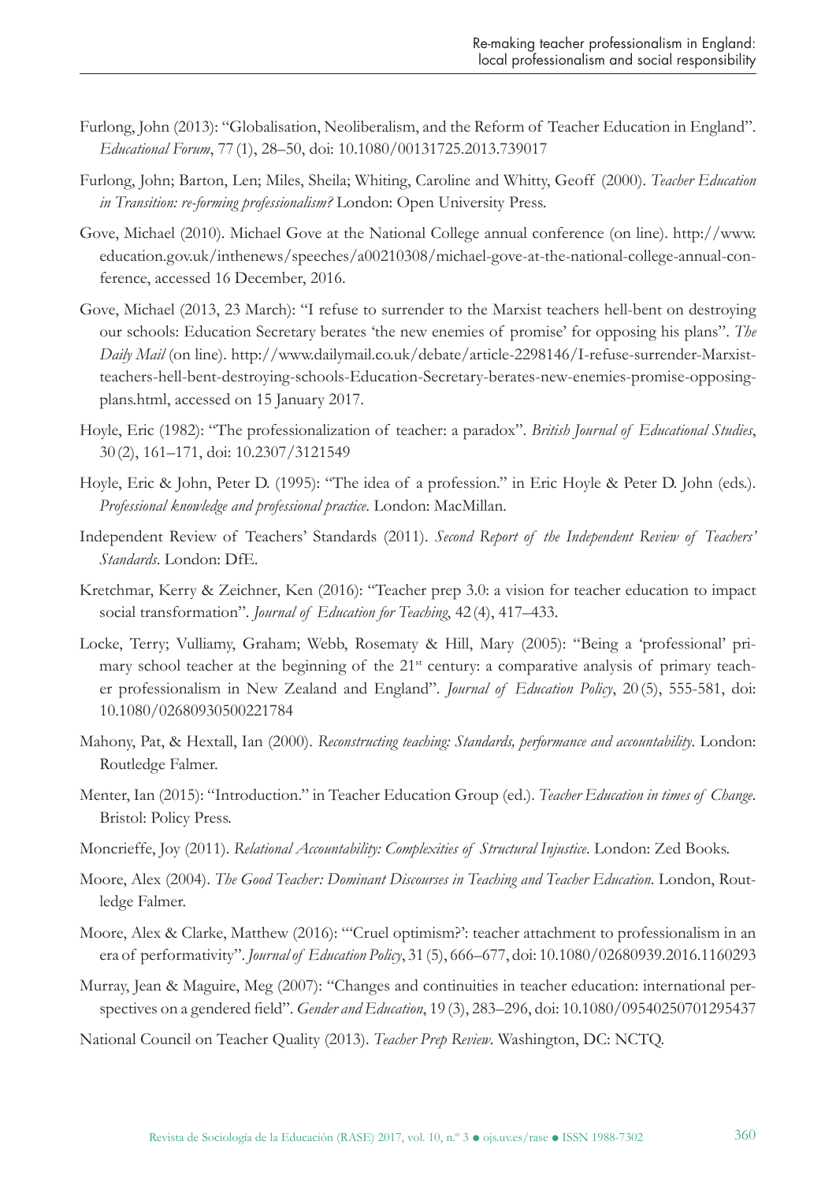Furlong, John (2013): "Globalisation, Neoliberalism, and the Reform of Teacher Education in England". *Educational Forum*, 77 (1), 28–50, doi: 10.1080/00131725.2013.739017

Furlong, John; Barton, Len; Miles, Sheila; Whiting, Caroline and Whitty, Geoff (2000). *Teacher Education in Transition: re-forming professionalism?* London: Open University Press.

Gove, Michael (2010). Michael Gove at the National College annual conference (on line). http://www.education.gov.uk/inthenews/speeches/a00210308/michael-gove-at-the-national-college-annual-conference, accessed 16 December, 2016.

Gove, Michael (2013, 23 March): "I refuse to surrender to the Marxist teachers hell-bent on destroying our schools: Education Secretary berates 'the new enemies of promise' for opposing his plans". *The Daily Mail* (on line). http://www.dailymail.co.uk/debate/article-2298146/I-refuse-surrender-Marxist-teachers-hell-bent-destroying-schools-Education-Secretary-berates-new-enemies-promise-opposing-plans.html, accessed on 15 January 2017.

Hoyle, Eric (1982): "The professionalization of teacher: a paradox". *British Journal of Educational Studies*, 30 (2), 161–171, doi: 10.2307/3121549

Hoyle, Eric & John, Peter D. (1995): "The idea of a profession." in Eric Hoyle & Peter D. John (eds.). *Professional knowledge and professional practice*. London: MacMillan.

Independent Review of Teachers' Standards (2011). *Second Report of the Independent Review of Teachers' Standards*. London: DfE.

Kretchmar, Kerry & Zeichner, Ken (2016): "Teacher prep 3.0: a vision for teacher education to impact social transformation". *Journal of Education for Teaching*, 42 (4), 417–433.

Locke, Terry; Vulliamy, Graham; Webb, Rosematy & Hill, Mary (2005): "Being a 'professional' primary school teacher at the beginning of the 21st century: a comparative analysis of primary teacher professionalism in New Zealand and England". *Journal of Education Policy*, 20 (5), 555-581, doi: 10.1080/02680930500221784

Mahony, Pat, & Hextall, Ian (2000). *Reconstructing teaching: Standards, performance and accountability*. London: Routledge Falmer.

Menter, Ian (2015): "Introduction." in Teacher Education Group (ed.). *Teacher Education in times of Change*. Bristol: Policy Press.

Moncrieffe, Joy (2011). *Relational Accountability: Complexities of Structural Injustice*. London: Zed Books.

Moore, Alex (2004). *The Good Teacher: Dominant Discourses in Teaching and Teacher Education*. London, Routledge Falmer.

Moore, Alex & Clarke, Matthew (2016): "'Cruel optimism?': teacher attachment to professionalism in an era of performativity". *Journal of Education Policy*, 31 (5), 666–677, doi: 10.1080/02680939.2016.1160293

Murray, Jean & Maguire, Meg (2007): "Changes and continuities in teacher education: international perspectives on a gendered field". *Gender and Education*, 19 (3), 283–296, doi: 10.1080/09540250701295437

National Council on Teacher Quality (2013). *Teacher Prep Review*. Washington, DC: NCTQ.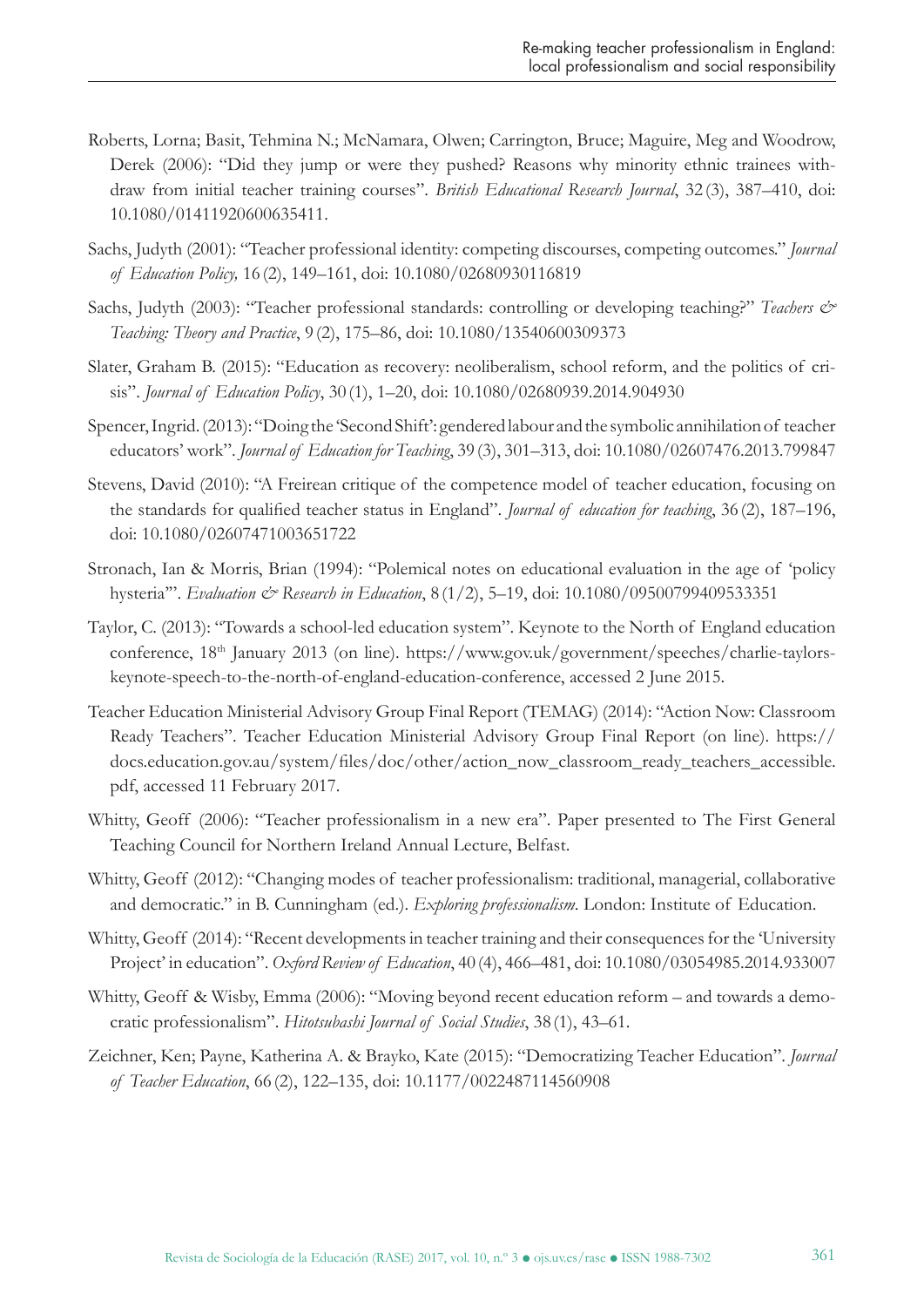Roberts, Lorna; Basit, Tehmina N.; McNamara, Olwen; Carrington, Bruce; Maguire, Meg and Woodrow, Derek (2006): "Did they jump or were they pushed? Reasons why minority ethnic trainees withdraw from initial teacher training courses". *British Educational Research Journal*, 32 (3), 387–410, doi: 10.1080/01411920600635411.

Sachs, Judyth (2001): "Teacher professional identity: competing discourses, competing outcomes." *Journal of Education Policy,* 16 (2), 149–161, doi: 10.1080/02680930116819

Sachs, Judyth (2003): "Teacher professional standards: controlling or developing teaching?" *Teachers & Teaching: Theory and Practice*, 9 (2), 175–86, doi: 10.1080/13540600309373

Slater, Graham B. (2015): "Education as recovery: neoliberalism, school reform, and the politics of crisis". *Journal of Education Policy*, 30 (1), 1–20, doi: 10.1080/02680939.2014.904930

Spencer, Ingrid. (2013): "Doing the 'Second Shift': gendered labour and the symbolic annihilation of teacher educators' work". *Journal of Education for Teaching*, 39 (3), 301–313, doi: 10.1080/02607476.2013.799847

Stevens, David (2010): "A Freirean critique of the competence model of teacher education, focusing on the standards for qualified teacher status in England". *Journal of education for teaching*, 36 (2), 187–196, doi: 10.1080/02607471003651722

Stronach, Ian & Morris, Brian (1994): "Polemical notes on educational evaluation in the age of 'policy hysteria'". *Evaluation & Research in Education*, 8 (1/2), 5–19, doi: 10.1080/09500799409533351

Taylor, C. (2013): "Towards a school-led education system". Keynote to the North of England education conference, 18th January 2013 (on line). https://www.gov.uk/government/speeches/charlie-taylors-keynote-speech-to-the-north-of-england-education-conference, accessed 2 June 2015.

Teacher Education Ministerial Advisory Group Final Report (TEMAG) (2014): "Action Now: Classroom Ready Teachers". Teacher Education Ministerial Advisory Group Final Report (on line). https://docs.education.gov.au/system/files/doc/other/action_now_classroom_ready_teachers_accessible.pdf, accessed 11 February 2017.

Whitty, Geoff (2006): "Teacher professionalism in a new era". Paper presented to The First General Teaching Council for Northern Ireland Annual Lecture, Belfast.

Whitty, Geoff (2012): "Changing modes of teacher professionalism: traditional, managerial, collaborative and democratic." in B. Cunningham (ed.). *Exploring professionalism*. London: Institute of Education.

Whitty, Geoff (2014): "Recent developments in teacher training and their consequences for the 'University Project' in education". *Oxford Review of Education*, 40 (4), 466–481, doi: 10.1080/03054985.2014.933007

Whitty, Geoff & Wisby, Emma (2006): "Moving beyond recent education reform – and towards a democratic professionalism". *Hitotsubashi Journal of Social Studies*, 38 (1), 43–61.

Zeichner, Ken; Payne, Katherina A. & Brayko, Kate (2015): "Democratizing Teacher Education". *Journal of Teacher Education*, 66 (2), 122–135, doi: 10.1177/0022487114560908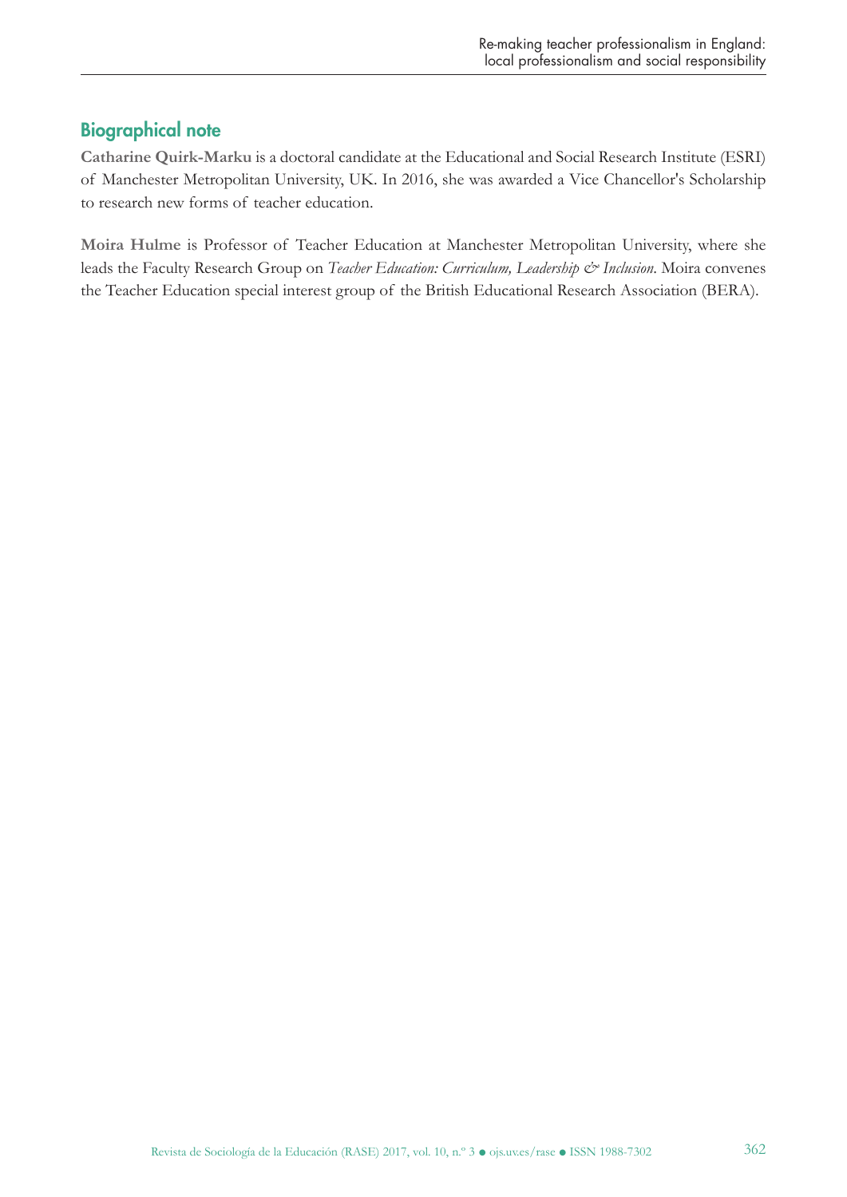## Biographical note

**Catharine Quirk-Marku** is a doctoral candidate at the Educational and Social Research Institute (ESRI) of Manchester Metropolitan University, UK. In 2016, she was awarded a Vice Chancellor's Scholarship to research new forms of teacher education.

**Moira Hulme** is Professor of Teacher Education at Manchester Metropolitan University, where she leads the Faculty Research Group on *Teacher Education: Curriculum, Leadership & Inclusion*. Moira convenes the Teacher Education special interest group of the British Educational Research Association (BERA).